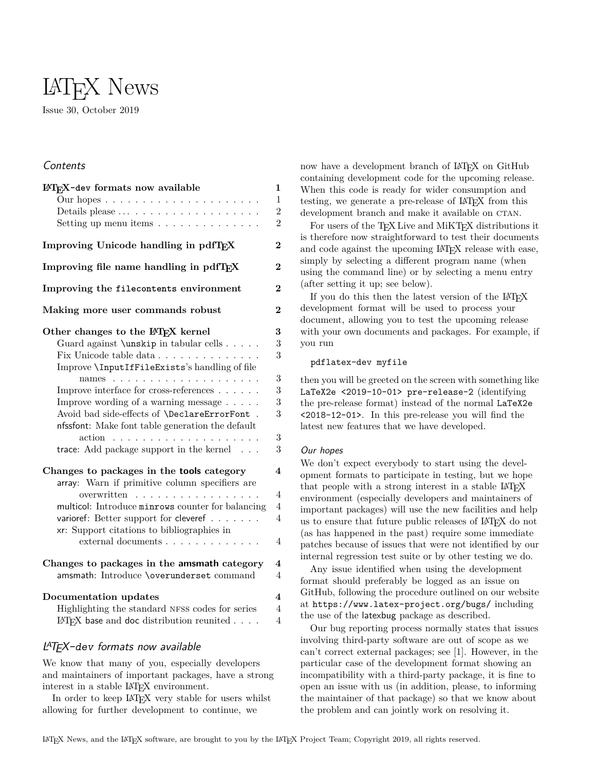# LaTeX News

Issue 30, October 2019

## Contents

- **LaTeX-dev formats now available** — 1
  - Our hopes — 1
  - Details please — 2
  - Setting up menu items — 2
- **Improving Unicode handling in pdfTeX** — 2
- **Improving file name handling in pdfTeX** — 2
- **Improving the `filecontents` environment** — 2
- **Making more user commands robust** — 2
- **Other changes to the LaTeX kernel** — 3
  - Guard against `\unskip` in tabular cells — 3
  - Fix Unicode table data — 3
  - Improve `\InputIfFileExists`'s handling of file names — 3
  - Improve interface for cross-references — 3
  - Improve wording of a warning message — 3
  - Avoid bad side-effects of `\DeclareErrorFont` — 3
  - nfssfont: Make font table generation the default action — 3
  - trace: Add package support in the kernel — 3
- **Changes to packages in the tools category** — 4
  - array: Warn if primitive column specifiers are overwritten — 4
  - multicol: Introduce `minrows` counter for balancing — 4
  - varioref: Better support for cleveref — 4
  - xr: Support citations to bibliographies in external documents — 4
- **Changes to packages in the amsmath category** — 4
  - amsmath: Introduce `\overunderset` command — 4
- **Documentation updates** — 4
  - Highlighting the standard NFSS codes for series — 4
  - LaTeX base and doc distribution reunited — 4

## LaTeX-dev formats now available

We know that many of you, especially developers and maintainers of important packages, have a strong interest in a stable LaTeX environment.

In order to keep LaTeX very stable for users whilst allowing for further development to continue, we now have a development branch of LaTeX on GitHub containing development code for the upcoming release. When this code is ready for wider consumption and testing, we generate a pre-release of LaTeX from this development branch and make it available on CTAN.

For users of the TeX Live and MiKTeX distributions it is therefore now straightforward to test their documents and code against the upcoming LaTeX release with ease, simply by selecting a different program name (when using the command line) or by selecting a menu entry (after setting it up; see below).

If you do this then the latest version of the LaTeX development format will be used to process your document, allowing you to test the upcoming release with your own documents and packages. For example, if you run

```
pdflatex-dev myfile
```

then you will be greeted on the screen with something like `LaTeX2e <2019-10-01> pre-release-2` (identifying the pre-release format) instead of the normal `LaTeX2e <2018-12-01>`. In this pre-release you will find the latest new features that we have developed.

### Our hopes

We don't expect everybody to start using the development formats to participate in testing, but we hope that people with a strong interest in a stable LaTeX environment (especially developers and maintainers of important packages) will use the new facilities and help us to ensure that future public releases of LaTeX do not (as has happened in the past) require some immediate patches because of issues that were not identified by our internal regression test suite or by other testing we do.

Any issue identified when using the development format should preferably be logged as an issue on GitHub, following the procedure outlined on our website at `https://www.latex-project.org/bugs/` including the use of the latexbug package as described.

Our bug reporting process normally states that issues involving third-party software are out of scope as we can't correct external packages; see [1]. However, in the particular case of the development format showing an incompatibility with a third-party package, it is fine to open an issue with us (in addition, please, to informing the maintainer of that package) so that we know about the problem and can jointly work on resolving it.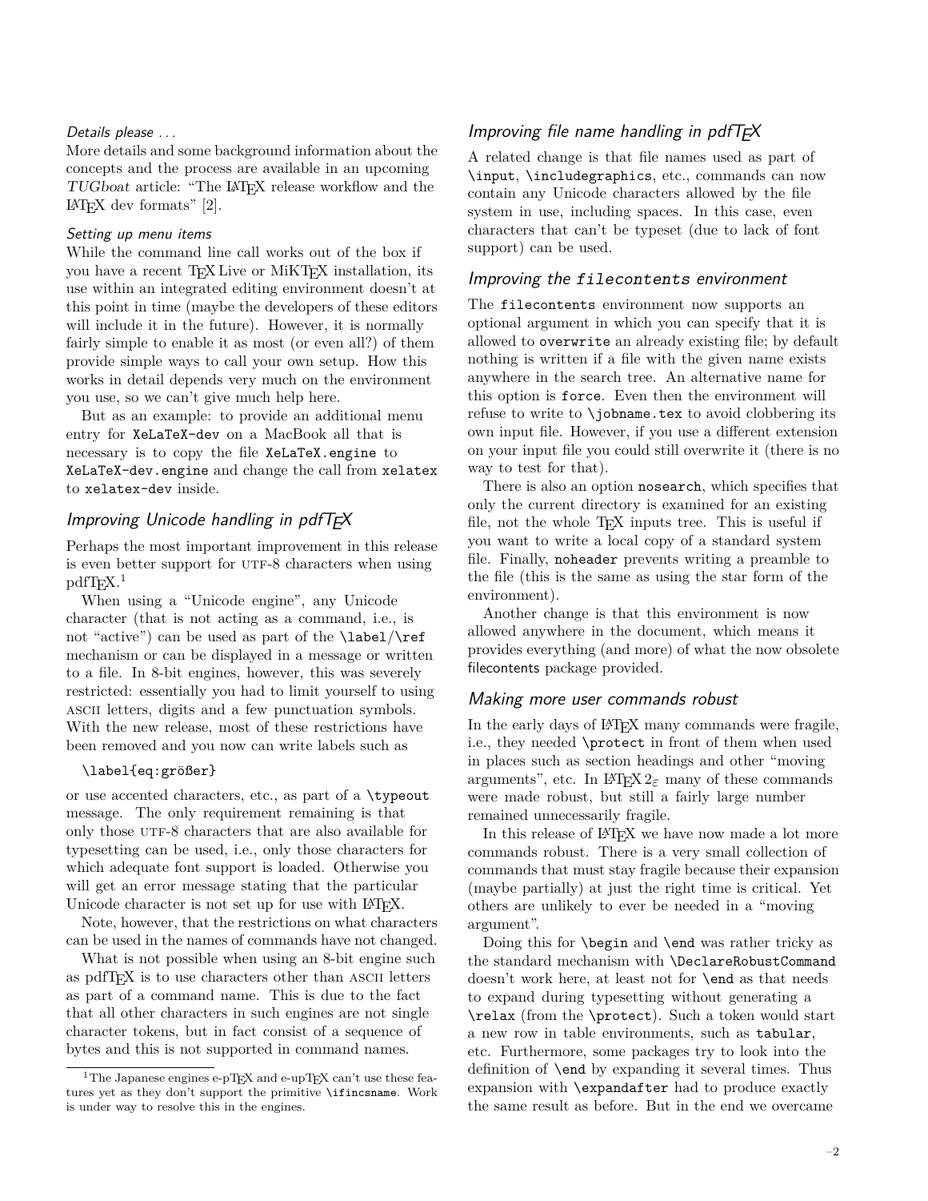#### Details please ...

More details and some background information about the concepts and the process are available in an upcoming *TUGboat* article: "The LaTeX release workflow and the LaTeX dev formats" [2].

#### Setting up menu items

While the command line call works out of the box if you have a recent TeX Live or MiKTeX installation, its use within an integrated editing environment doesn't at this point in time (maybe the developers of these editors will include it in the future). However, it is normally fairly simple to enable it as most (or even all?) of them provide simple ways to call your own setup. How this works in detail depends very much on the environment you use, so we can't give much help here.

But as an example: to provide an additional menu entry for `XeLaTeX-dev` on a MacBook all that is necessary is to copy the file `XeLaTeX.engine` to `XeLaTeX-dev.engine` and change the call from `xelatex` to `xelatex-dev` inside.

### Improving Unicode handling in pdfTeX

Perhaps the most important improvement in this release is even better support for UTF-8 characters when using pdfTeX.[1]

When using a "Unicode engine", any Unicode character (that is not acting as a command, i.e., is not "active") can be used as part of the `\label`/`\ref` mechanism or can be displayed in a message or written to a file. In 8-bit engines, however, this was severely restricted: essentially you had to limit yourself to using ASCII letters, digits and a few punctuation symbols. With the new release, most of these restrictions have been removed and you now can write labels such as

```
\label{eq:größer}
```

or use accented characters, etc., as part of a `\typeout` message. The only requirement remaining is that only those UTF-8 characters that are also available for typesetting can be used, i.e., only those characters for which adequate font support is loaded. Otherwise you will get an error message stating that the particular Unicode character is not set up for use with LaTeX.

Note, however, that the restrictions on what characters can be used in the names of commands have not changed.

What is not possible when using an 8-bit engine such as pdfTeX is to use characters other than ASCII letters as part of a command name. This is due to the fact that all other characters in such engines are not single character tokens, but in fact consist of a sequence of bytes and this is not supported in command names.

### Improving file name handling in pdfTeX

A related change is that file names used as part of `\input`, `\includegraphics`, etc., commands can now contain any Unicode characters allowed by the file system in use, including spaces. In this case, even characters that can't be typeset (due to lack of font support) can be used.

### Improving the `filecontents` environment

The `filecontents` environment now supports an optional argument in which you can specify that it is allowed to `overwrite` an already existing file; by default nothing is written if a file with the given name exists anywhere in the search tree. An alternative name for this option is `force`. Even then the environment will refuse to write to `\jobname.tex` to avoid clobbering its own input file. However, if you use a different extension on your input file you could still overwrite it (there is no way to test for that).

There is also an option `nosearch`, which specifies that only the current directory is examined for an existing file, not the whole TeX inputs tree. This is useful if you want to write a local copy of a standard system file. Finally, `noheader` prevents writing a preamble to the file (this is the same as using the star form of the environment).

Another change is that this environment is now allowed anywhere in the document, which means it provides everything (and more) of what the now obsolete filecontents package provided.

### Making more user commands robust

In the early days of LaTeX many commands were fragile, i.e., they needed `\protect` in front of them when used in places such as section headings and other "moving arguments", etc. In LaTeX $2_\varepsilon$ many of these commands were made robust, but still a fairly large number remained unnecessarily fragile.

In this release of LaTeX we have now made a lot more commands robust. There is a very small collection of commands that must stay fragile because their expansion (maybe partially) at just the right time is critical. Yet others are unlikely to ever be needed in a "moving argument".

Doing this for `\begin` and `\end` was rather tricky as the standard mechanism with `\DeclareRobustCommand` doesn't work here, at least not for `\end` as that needs to expand during typesetting without generating a `\relax` (from the `\protect`). Such a token would start a new row in table environments, such as `tabular`, etc. Furthermore, some packages try to look into the definition of `\end` by expanding it several times. Thus expansion with `\expandafter` had to produce exactly the same result as before. But in the end we overcame

[1] The Japanese engines e-pTeX and e-upTeX can't use these features yet as they don't support the primitive `\ifincsname`. Work is under way to resolve this in the engines.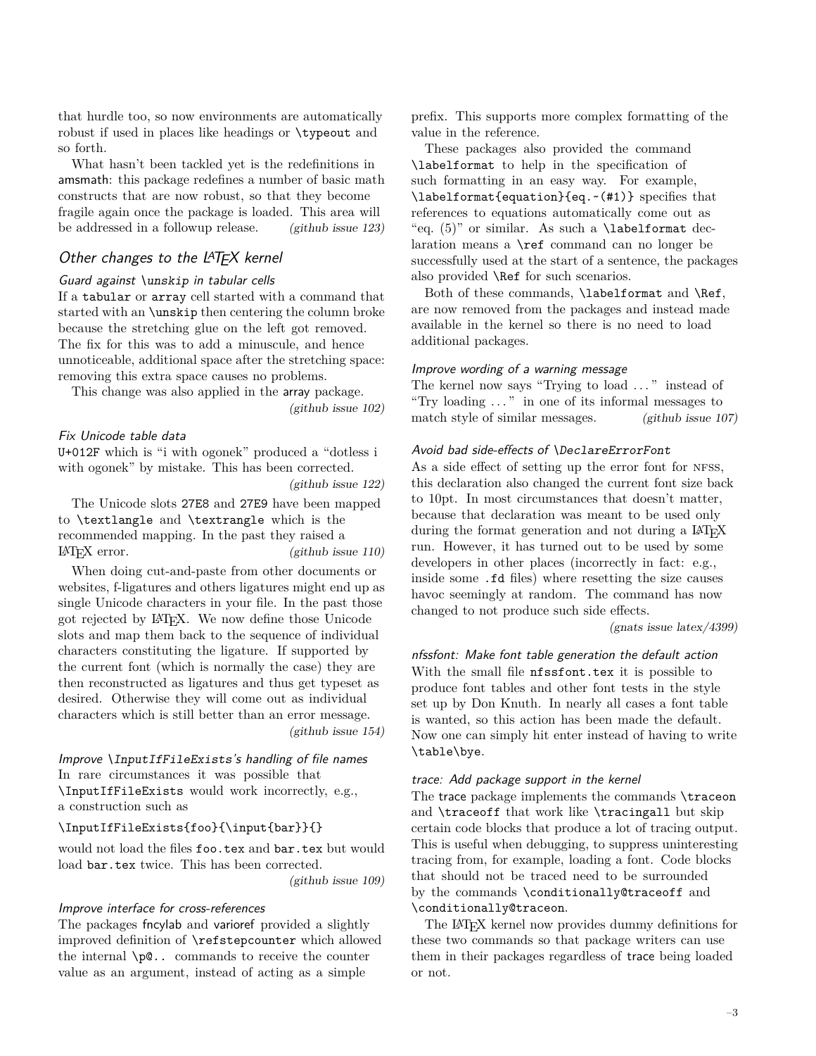that hurdle too, so now environments are automatically robust if used in places like headings or `\typeout` and so forth.

What hasn't been tackled yet is the redefinitions in amsmath: this package redefines a number of basic math constructs that are now robust, so that they become fragile again once the package is loaded. This area will be addressed in a followup release. *(github issue 123)*

## Other changes to the LaTeX kernel

### Guard against `\unskip` in tabular cells

If a `tabular` or `array` cell started with a command that started with an `\unskip` then centering the column broke because the stretching glue on the left got removed. The fix for this was to add a minuscule, and hence unnoticeable, additional space after the stretching space: removing this extra space causes no problems.

This change was also applied in the array package. *(github issue 102)*

### Fix Unicode table data

U+012F which is "į with ogonek" produced a "dotless i with ogonek" by mistake. This has been corrected. *(github issue 122)*

The Unicode slots 27E8 and 27E9 have been mapped to `\textlangle` and `\textrangle` which is the recommended mapping. In the past they raised a LaTeX error. *(github issue 110)*

When doing cut-and-paste from other documents or websites, f-ligatures and others ligatures might end up as single Unicode characters in your file. In the past those got rejected by LaTeX. We now define those Unicode slots and map them back to the sequence of individual characters constituting the ligature. If supported by the current font (which is normally the case) they are then reconstructed as ligatures and thus get typeset as desired. Otherwise they will come out as individual characters which is still better than an error message. *(github issue 154)*

### Improve `\InputIfFileExists`'s handling of file names

In rare circumstances it was possible that `\InputIfFileExists` would work incorrectly, e.g., a construction such as

```
\InputIfFileExists{foo}{\input{bar}}{}
```

would not load the files `foo.tex` and `bar.tex` but would load `bar.tex` twice. This has been corrected. *(github issue 109)*

### Improve interface for cross-references

The packages fncylab and varioref provided a slightly improved definition of `\refstepcounter` which allowed the internal `\p@..` commands to receive the counter value as an argument, instead of acting as a simple prefix. This supports more complex formatting of the value in the reference.

These packages also provided the command `\labelformat` to help in the specification of such formatting in an easy way. For example, `\labelformat{equation}{eq.~(#1)}` specifies that references to equations automatically come out as "eq. (5)" or similar. As such a `\labelformat` declaration means a `\ref` command can no longer be successfully used at the start of a sentence, the packages also provided `\Ref` for such scenarios.

Both of these commands, `\labelformat` and `\Ref`, are now removed from the packages and instead made available in the kernel so there is no need to load additional packages.

### Improve wording of a warning message

The kernel now says "Trying to load ..." instead of "Try loading ..." in one of its informal messages to match style of similar messages. *(github issue 107)*

### Avoid bad side-effects of `\DeclareErrorFont`

As a side effect of setting up the error font for NFSS, this declaration also changed the current font size back to 10pt. In most circumstances that doesn't matter, because that declaration was meant to be used only during the format generation and not during a LaTeX run. However, it has turned out to be used by some developers in other places (incorrectly in fact: e.g., inside some `.fd` files) where resetting the size causes havoc seemingly at random. The command has now changed to not produce such side effects. *(gnats issue latex/4399)*

### nfssfont: Make font table generation the default action

With the small file `nfssfont.tex` it is possible to produce font tables and other font tests in the style set up by Don Knuth. In nearly all cases a font table is wanted, so this action has been made the default. Now one can simply hit enter instead of having to write `\table\bye`.

### trace: Add package support in the kernel

The trace package implements the commands `\traceon` and `\traceoff` that work like `\tracingall` but skip certain code blocks that produce a lot of tracing output. This is useful when debugging, to suppress uninteresting tracing from, for example, loading a font. Code blocks that should not be traced need to be surrounded by the commands `\conditionally@traceoff` and `\conditionally@traceon`.

The LaTeX kernel now provides dummy definitions for these two commands so that package writers can use them in their packages regardless of trace being loaded or not.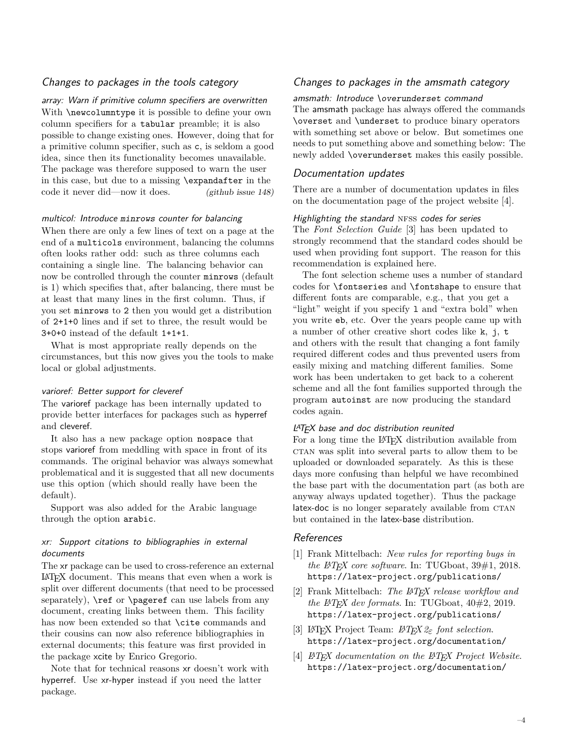## Changes to packages in the tools category

### array: Warn if primitive column specifiers are overwritten

With `\newcolumntype` it is possible to define your own column specifiers for a `tabular` preamble; it is also possible to change existing ones. However, doing that for a primitive column specifier, such as `c`, is seldom a good idea, since then its functionality becomes unavailable. The package was therefore supposed to warn the user in this case, but due to a missing `\expandafter` in the code it never did—now it does. *(github issue 148)*

### multicol: Introduce minrows counter for balancing

When there are only a few lines of text on a page at the end of a `multicols` environment, balancing the columns often looks rather odd: such as three columns each containing a single line. The balancing behavior can now be controlled through the counter `minrows` (default is 1) which specifies that, after balancing, there must be at least that many lines in the first column. Thus, if you set `minrows` to `2` then you would get a distribution of `2+1+0` lines and if set to three, the result would be `3+0+0` instead of the default `1+1+1`.

What is most appropriate really depends on the circumstances, but this now gives you the tools to make local or global adjustments.

### varioref: Better support for cleveref

The varioref package has been internally updated to provide better interfaces for packages such as hyperref and cleveref.

It also has a new package option `nospace` that stops varioref from meddling with space in front of its commands. The original behavior was always somewhat problematical and it is suggested that all new documents use this option (which should really have been the default).

Support was also added for the Arabic language through the option `arabic`.

### xr: Support citations to bibliographies in external documents

The xr package can be used to cross-reference an external LaTeX document. This means that even when a work is split over different documents (that need to be processed separately), `\ref` or `\pageref` can use labels from any document, creating links between them. This facility has now been extended so that `\cite` commands and their cousins can now also reference bibliographies in external documents; this feature was first provided in the package xcite by Enrico Gregorio.

Note that for technical reasons xr doesn't work with hyperref. Use xr-hyper instead if you need the latter package.

## Changes to packages in the amsmath category

### amsmath: Introduce \overunderset command

The amsmath package has always offered the commands `\overset` and `\underset` to produce binary operators with something set above or below. But sometimes one needs to put something above and something below: The newly added `\overunderset` makes this easily possible.

## Documentation updates

There are a number of documentation updates in files on the documentation page of the project website [4].

### Highlighting the standard NFSS codes for series

The *Font Selection Guide* [3] has been updated to strongly recommend that the standard codes should be used when providing font support. The reason for this recommendation is explained here.

The font selection scheme uses a number of standard codes for `\fontseries` and `\fontshape` to ensure that different fonts are comparable, e.g., that you get a "light" weight if you specify `l` and "extra bold" when you write `eb`, etc. Over the years people came up with a number of other creative short codes like `k`, `j`, `t` and others with the result that changing a font family required different codes and thus prevented users from easily mixing and matching different families. Some work has been undertaken to get back to a coherent scheme and all the font families supported through the program `autoinst` are now producing the standard codes again.

### LaTeX base and doc distribution reunited

For a long time the LaTeX distribution available from CTAN was split into several parts to allow them to be uploaded or downloaded separately. As this is these days more confusing than helpful we have recombined the base part with the documentation part (as both are anyway always updated together). Thus the package latex-doc is no longer separately available from CTAN but contained in the latex-base distribution.

## References

[1] Frank Mittelbach: *New rules for reporting bugs in the LaTeX core software*. In: TUGboat, 39#1, 2018. https://latex-project.org/publications/

[2] Frank Mittelbach: *The LaTeX release workflow and the LaTeX dev formats*. In: TUGboat, 40#2, 2019. https://latex-project.org/publications/

[3] LaTeX Project Team: *LaTeX2ε font selection*. https://latex-project.org/documentation/

[4] *LaTeX documentation on the LaTeX Project Website*. https://latex-project.org/documentation/